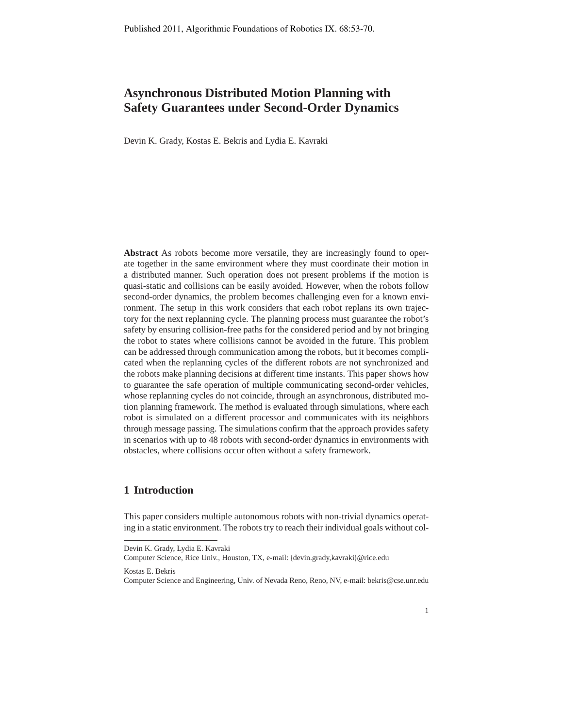Published 2011, Algorithmic Foundations of Robotics IX. 68:53-70.

# Asynchronous Distributed Motion Planning with Safety Guarantees under Second-Order Dynamics

Devin K. Grady, Kostas E. Bekris and Lydia E. Kavraki

**Abstract** As robots become more versatile, they are increasingly found to operate together in the same environment where they must coordinate their motion in a distributed manner. Such operation does not present problems if the motion is quasi-static and collisions can be easily avoided. However, when the robots follow second-order dynamics, the problem becomes challenging even for a known environment. The setup in this work considers that each robot replans its own trajectory for the next replanning cycle. The planning process must guarantee the robot's safety by ensuring collision-free paths for the considered period and by not bringing the robot to states where collisions cannot be avoided in the future. This problem can be addressed through communication among the robots, but it becomes complicated when the replanning cycles of the different robots are not synchronized and the robots make planning decisions at different time instants. This paper shows how to guarantee the safe operation of multiple communicating second-order vehicles, whose replanning cycles do not coincide, through an asynchronous, distributed motion planning framework. The method is evaluated through simulations, where each robot is simulated on a different processor and communicates with its neighbors through message passing. The simulations confirm that the approach provides safety in scenarios with up to 48 robots with second-order dynamics in environments with obstacles, where collisions occur often without a safety framework.

## 1 Introduction

This paper considers multiple autonomous robots with non-trivial dynamics operating in a static environment. The robots try to reach their individual goals without col-

---

Devin K. Grady, Lydia E. Kavraki
Computer Science, Rice Univ., Houston, TX, e-mail: {devin.grady,kavraki}@rice.edu

Kostas E. Bekris
Computer Science and Engineering, Univ. of Nevada Reno, Reno, NV, e-mail: bekris@cse.unr.edu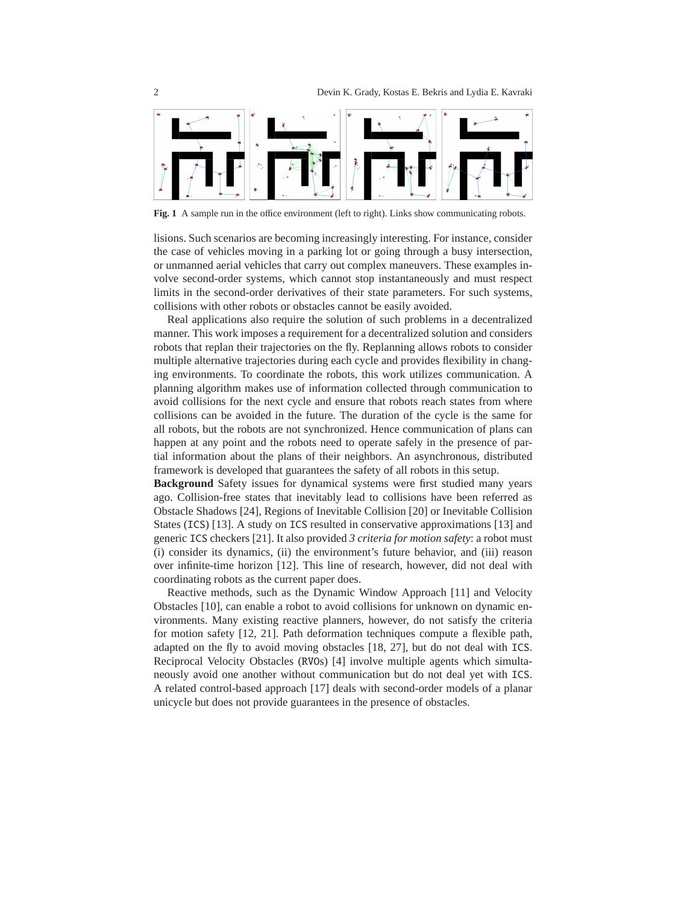**Fig. 1** A sample run in the office environment (left to right). Links show communicating robots.

lisions. Such scenarios are becoming increasingly interesting. For instance, consider the case of vehicles moving in a parking lot or going through a busy intersection, or unmanned aerial vehicles that carry out complex maneuvers. These examples involve second-order systems, which cannot stop instantaneously and must respect limits in the second-order derivatives of their state parameters. For such systems, collisions with other robots or obstacles cannot be easily avoided.

Real applications also require the solution of such problems in a decentralized manner. This work imposes a requirement for a decentralized solution and considers robots that replan their trajectories on the fly. Replanning allows robots to consider multiple alternative trajectories during each cycle and provides flexibility in changing environments. To coordinate the robots, this work utilizes communication. A planning algorithm makes use of information collected through communication to avoid collisions for the next cycle and ensure that robots reach states from where collisions can be avoided in the future. The duration of the cycle is the same for all robots, but the robots are not synchronized. Hence communication of plans can happen at any point and the robots need to operate safely in the presence of partial information about the plans of their neighbors. An asynchronous, distributed framework is developed that guarantees the safety of all robots in this setup.

**Background** Safety issues for dynamical systems were first studied many years ago. Collision-free states that inevitably lead to collisions have been referred as Obstacle Shadows [24], Regions of Inevitable Collision [20] or Inevitable Collision States (ICS) [13]. A study on ICS resulted in conservative approximations [13] and generic ICS checkers [21]. It also provided *3 criteria for motion safety*: a robot must (i) consider its dynamics, (ii) the environment's future behavior, and (iii) reason over infinite-time horizon [12]. This line of research, however, did not deal with coordinating robots as the current paper does.

Reactive methods, such as the Dynamic Window Approach [11] and Velocity Obstacles [10], can enable a robot to avoid collisions for unknown on dynamic environments. Many existing reactive planners, however, do not satisfy the criteria for motion safety [12, 21]. Path deformation techniques compute a flexible path, adapted on the fly to avoid moving obstacles [18, 27], but do not deal with ICS. Reciprocal Velocity Obstacles (RVOs) [4] involve multiple agents which simultaneously avoid one another without communication but do not deal yet with ICS. A related control-based approach [17] deals with second-order models of a planar unicycle but does not provide guarantees in the presence of obstacles.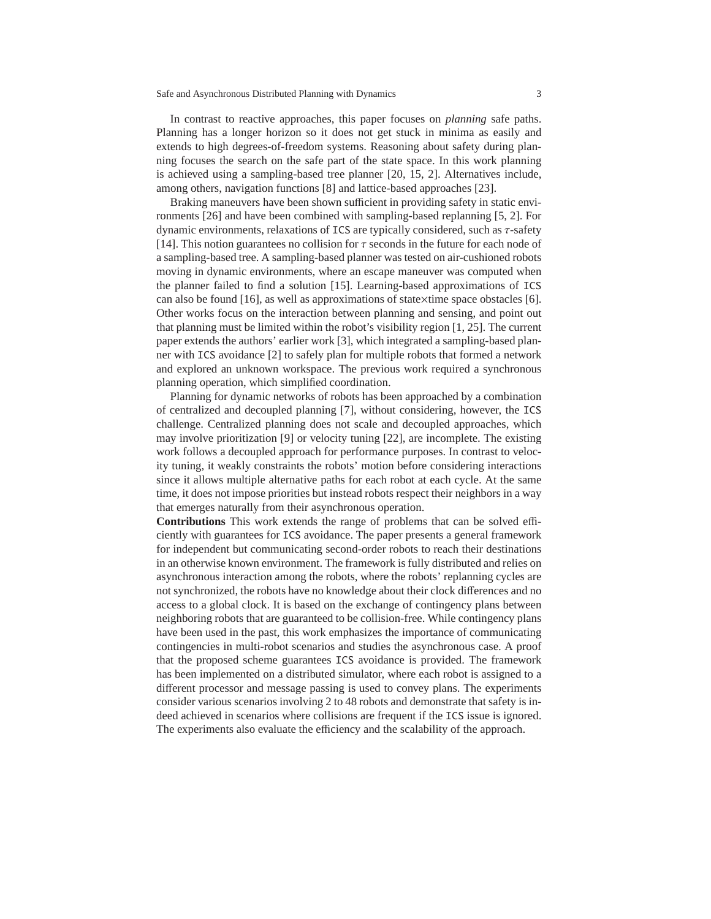In contrast to reactive approaches, this paper focuses on *planning* safe paths. Planning has a longer horizon so it does not get stuck in minima as easily and extends to high degrees-of-freedom systems. Reasoning about safety during planning focuses the search on the safe part of the state space. In this work planning is achieved using a sampling-based tree planner [20, 15, 2]. Alternatives include, among others, navigation functions [8] and lattice-based approaches [23].

Braking maneuvers have been shown sufficient in providing safety in static environments [26] and have been combined with sampling-based replanning [5, 2]. For dynamic environments, relaxations of ICS are typically considered, such as $\tau$-safety [14]. This notion guarantees no collision for $\tau$ seconds in the future for each node of a sampling-based tree. A sampling-based planner was tested on air-cushioned robots moving in dynamic environments, where an escape maneuver was computed when the planner failed to find a solution [15]. Learning-based approximations of ICS can also be found [16], as well as approximations of state$\times$time space obstacles [6]. Other works focus on the interaction between planning and sensing, and point out that planning must be limited within the robot's visibility region [1, 25]. The current paper extends the authors' earlier work [3], which integrated a sampling-based planner with ICS avoidance [2] to safely plan for multiple robots that formed a network and explored an unknown workspace. The previous work required a synchronous planning operation, which simplified coordination.

Planning for dynamic networks of robots has been approached by a combination of centralized and decoupled planning [7], without considering, however, the ICS challenge. Centralized planning does not scale and decoupled approaches, which may involve prioritization [9] or velocity tuning [22], are incomplete. The existing work follows a decoupled approach for performance purposes. In contrast to velocity tuning, it weakly constraints the robots' motion before considering interactions since it allows multiple alternative paths for each robot at each cycle. At the same time, it does not impose priorities but instead robots respect their neighbors in a way that emerges naturally from their asynchronous operation.

**Contributions** This work extends the range of problems that can be solved efficiently with guarantees for ICS avoidance. The paper presents a general framework for independent but communicating second-order robots to reach their destinations in an otherwise known environment. The framework is fully distributed and relies on asynchronous interaction among the robots, where the robots' replanning cycles are not synchronized, the robots have no knowledge about their clock differences and no access to a global clock. It is based on the exchange of contingency plans between neighboring robots that are guaranteed to be collision-free. While contingency plans have been used in the past, this work emphasizes the importance of communicating contingencies in multi-robot scenarios and studies the asynchronous case. A proof that the proposed scheme guarantees ICS avoidance is provided. The framework has been implemented on a distributed simulator, where each robot is assigned to a different processor and message passing is used to convey plans. The experiments consider various scenarios involving 2 to 48 robots and demonstrate that safety is indeed achieved in scenarios where collisions are frequent if the ICS issue is ignored. The experiments also evaluate the efficiency and the scalability of the approach.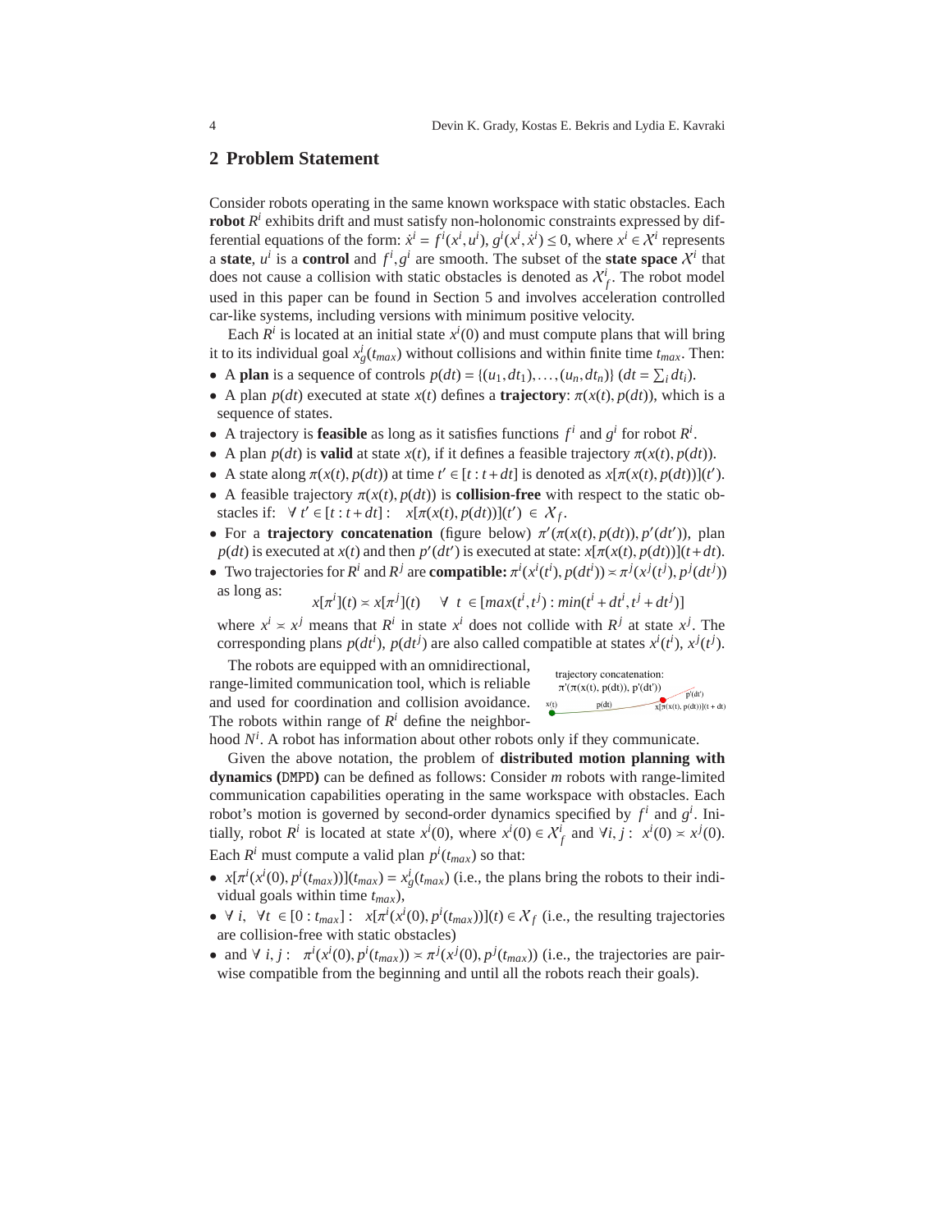## 2 Problem Statement

Consider robots operating in the same known workspace with static obstacles. Each **robot** $R^i$ exhibits drift and must satisfy non-holonomic constraints expressed by differential equations of the form: $\dot{x}^i = f^i(x^i, u^i)$, $g^i(x^i, \dot{x}^i) \leq 0$, where $x^i \in \mathcal{X}^i$ represents a **state**, $u^i$ is a **control** and $f^i, g^i$ are smooth. The subset of the **state space** $\mathcal{X}^i$ that does not cause a collision with static obstacles is denoted as $\mathcal{X}^i_f$. The robot model used in this paper can be found in Section 5 and involves acceleration controlled car-like systems, including versions with minimum positive velocity.

Each $R^i$ is located at an initial state $x^i(0)$ and must compute plans that will bring it to its individual goal $x^i_g(t_{max})$ without collisions and within finite time $t_{max}$. Then:

- A **plan** is a sequence of controls $p(dt) = \{(u_1, dt_1), \ldots, (u_n, dt_n)\}$ $(dt = \sum_i dt_i)$.
- A plan $p(dt)$ executed at state $x(t)$ defines a **trajectory**: $\pi(x(t), p(dt))$, which is a sequence of states.
- A trajectory is **feasible** as long as it satisfies functions $f^i$ and $g^i$ for robot $R^i$.
- A plan $p(dt)$ is **valid** at state $x(t)$, if it defines a feasible trajectory $\pi(x(t), p(dt))$.
- A state along $\pi(x(t), p(dt))$ at time $t' \in [t : t+dt]$ is denoted as $x[\pi(x(t), p(dt))](t')$.
- A feasible trajectory $\pi(x(t), p(dt))$ is **collision-free** with respect to the static obstacles if: $\forall\ t' \in [t : t+dt] :\quad x[\pi(x(t), p(dt))](t') \in \mathcal{X}_f$.
- For a **trajectory concatenation** (figure below) $\pi'(\pi(x(t), p(dt)), p'(dt'))$, plan $p(dt)$ is executed at $x(t)$ and then $p'(dt')$ is executed at state: $x[\pi(x(t), p(dt))](t+dt)$.
- Two trajectories for $R^i$ and $R^j$ are **compatible:** $\pi^i(x^i(t^i), p(dt^i)) \asymp \pi^j(x^j(t^j), p^j(dt^j))$ as long as:

$$x[\pi^i](t) \asymp x[\pi^j](t) \quad \forall\ t \in [max(t^i, t^j) : min(t^i + dt^i, t^j + dt^j)]$$

  where $x^i \asymp x^j$ means that $R^i$ in state $x^i$ does not collide with $R^j$ at state $x^j$. The corresponding plans $p(dt^i)$, $p(dt^j)$ are also called compatible at states $x^i(t^i)$, $x^j(t^j)$.

trajectory concatenation: $\pi'(\pi(x(t), p(dt)), p'(dt'))$

The robots are equipped with an omnidirectional, range-limited communication tool, which is reliable and used for coordination and collision avoidance. The robots within range of $R^i$ define the neighborhood $N^i$. A robot has information about other robots only if they communicate.

Given the above notation, the problem of **distributed motion planning with dynamics (**DMPD**)** can be defined as follows: Consider $m$ robots with range-limited communication capabilities operating in the same workspace with obstacles. Each robot's motion is governed by second-order dynamics specified by $f^i$ and $g^i$. Initially, robot $R^i$ is located at state $x^i(0)$, where $x^i(0) \in \mathcal{X}^i_f$ and $\forall i, j :\ x^i(0) \asymp x^j(0)$. Each $R^i$ must compute a valid plan $p^i(t_{max})$ so that:

- $x[\pi^i(x^i(0), p^i(t_{max}))](t_{max}) = x^i_g(t_{max})$ (i.e., the plans bring the robots to their individual goals within time $t_{max}$),
- $\forall\ i,\ \ \forall t \in [0 : t_{max}] :\quad x[\pi^i(x^i(0), p^i(t_{max}))](t) \in \mathcal{X}_f$ (i.e., the resulting trajectories are collision-free with static obstacles)
- and $\forall\ i, j :\quad \pi^i(x^i(0), p^i(t_{max})) \asymp \pi^j(x^j(0), p^j(t_{max}))$ (i.e., the trajectories are pairwise compatible from the beginning and until all the robots reach their goals).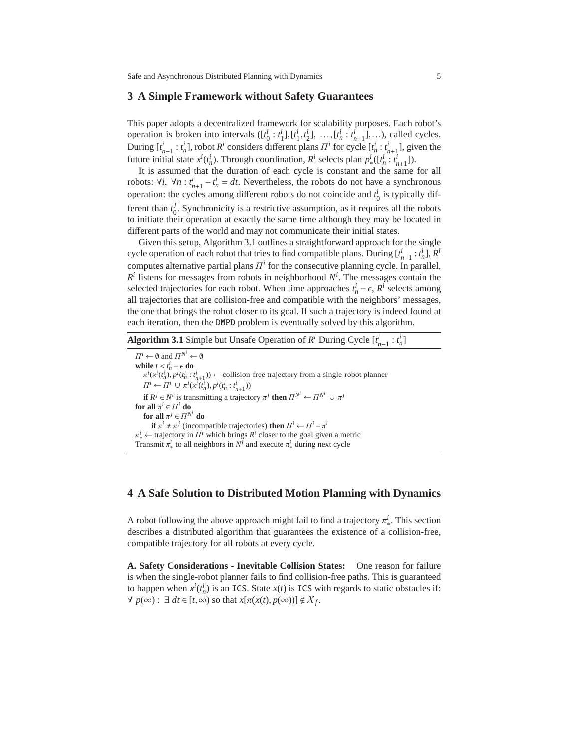## 3 A Simple Framework without Safety Guarantees

This paper adopts a decentralized framework for scalability purposes. Each robot's operation is broken into intervals ($[t_0^i : t_1^i], [t_1^i, t_2^i], \ldots, [t_n^i : t_{n+1}^i], \ldots$), called cycles. During $[t_{n-1}^i : t_n^i]$, robot $R^i$ considers different plans $\Pi^i$ for cycle $[t_n^i : t_{n+1}^i]$, given the future initial state $x^i(t_n^i)$. Through coordination, $R^i$ selects plan $p_*^i([t_n^i : t_{n+1}^i])$.

It is assumed that the duration of each cycle is constant and the same for all robots: $\forall i,\ \forall n : t_{n+1}^i - t_n^i = dt$. Nevertheless, the robots do not have a synchronous operation: the cycles among different robots do not coincide and $t_0^i$ is typically different than $t_0^j$. Synchronicity is a restrictive assumption, as it requires all the robots to initiate their operation at exactly the same time although they may be located in different parts of the world and may not communicate their initial states.

Given this setup, Algorithm 3.1 outlines a straightforward approach for the single cycle operation of each robot that tries to find compatible plans. During $[t_{n-1}^i : t_n^i]$, $R^i$ computes alternative partial plans $\Pi^i$ for the consecutive planning cycle. In parallel, $R^i$ listens for messages from robots in neighborhood $N^i$. The messages contain the selected trajectories for each robot. When time approaches $t_n^i - \epsilon$, $R^i$ selects among all trajectories that are collision-free and compatible with the neighbors' messages, the one that brings the robot closer to its goal. If such a trajectory is indeed found at each iteration, then the DMPD problem is eventually solved by this algorithm.

**Algorithm 3.1** Simple but Unsafe Operation of $R^i$ During Cycle $[t_{n-1}^i : t_n^i]$

$\Pi^i \leftarrow \emptyset$ and $\Pi^{N^i} \leftarrow \emptyset$
**while** $t < t_n^i - \epsilon$ **do**
  $\pi^i(x^i(t_n^i), p^i(t_n^i : t_{n+1}^i)) \leftarrow$ collision-free trajectory from a single-robot planner
  $\Pi^i \leftarrow \Pi^i \cup \pi^i(x^i(t_n^i), p^i(t_n^i : t_{n+1}^i))$
  **if** $R^j \in N^i$ is transmitting a trajectory $\pi^j$ **then** $\Pi^{N^i} \leftarrow \Pi^{N^i} \cup \pi^j$
**for all** $\pi^i \in \Pi^i$ **do**
  **for all** $\pi^j \in \Pi^{N^i}$ **do**
    **if** $\pi^i \nsim \pi^j$ (incompatible trajectories) **then** $\Pi^i \leftarrow \Pi^i - \pi^i$
$\pi_*^i \leftarrow$ trajectory in $\Pi^i$ which brings $R^i$ closer to the goal given a metric
Transmit $\pi_*^i$ to all neighbors in $N^i$ and execute $\pi_*^i$ during next cycle

## 4 A Safe Solution to Distributed Motion Planning with Dynamics

A robot following the above approach might fail to find a trajectory $\pi_*^i$. This section describes a distributed algorithm that guarantees the existence of a collision-free, compatible trajectory for all robots at every cycle.

**A. Safety Considerations - Inevitable Collision States:** One reason for failure is when the single-robot planner fails to find collision-free paths. This is guaranteed to happen when $x^i(t_n^i)$ is an ICS. State $x(t)$ is ICS with regards to static obstacles if: $\forall\ p(\infty) :\ \exists\ dt \in [t, \infty)$ so that $x[\pi(x(t), p(\infty))] \notin \mathcal{X}_f$.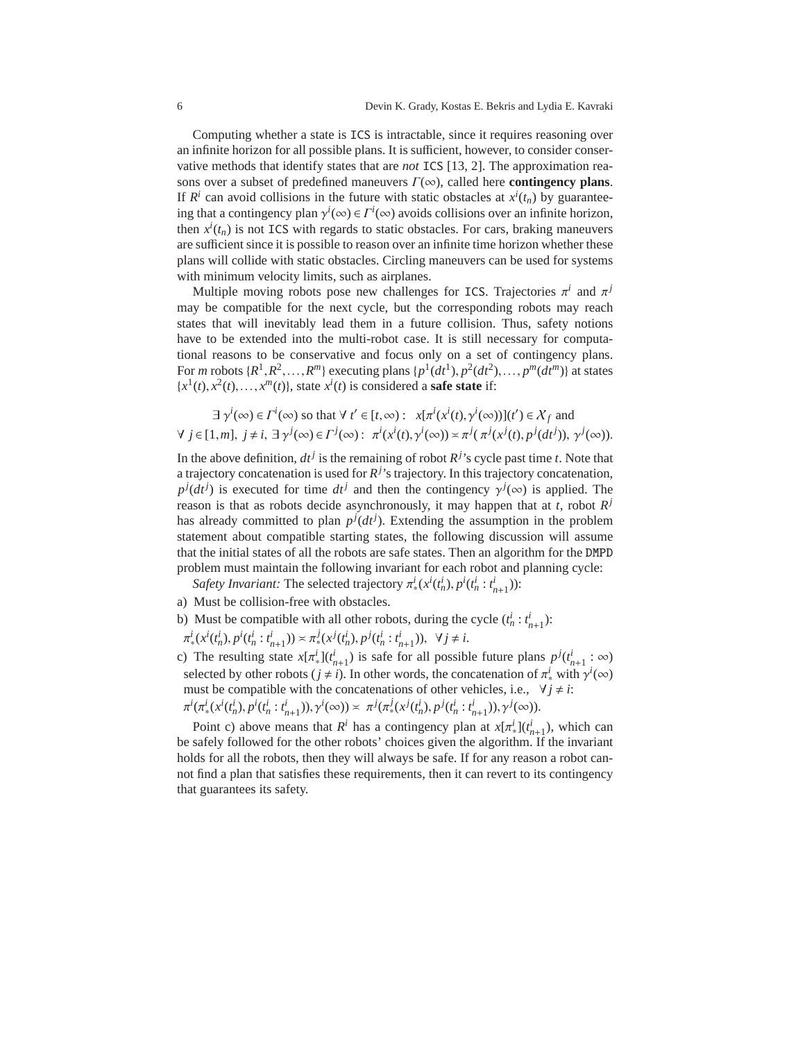Computing whether a state is ICS is intractable, since it requires reasoning over an infinite horizon for all possible plans. It is sufficient, however, to consider conservative methods that identify states that are *not* ICS [13, 2]. The approximation reasons over a subset of predefined maneuvers $\Gamma(\infty)$, called here **contingency plans**. If $R^i$ can avoid collisions in the future with static obstacles at $x^i(t_n)$ by guaranteeing that a contingency plan $\gamma^i(\infty) \in \Gamma^i(\infty)$ avoids collisions over an infinite horizon, then $x^i(t_n)$ is not ICS with regards to static obstacles. For cars, braking maneuvers are sufficient since it is possible to reason over an infinite time horizon whether these plans will collide with static obstacles. Circling maneuvers can be used for systems with minimum velocity limits, such as airplanes.

Multiple moving robots pose new challenges for ICS. Trajectories $\pi^i$ and $\pi^j$ may be compatible for the next cycle, but the corresponding robots may reach states that will inevitably lead them in a future collision. Thus, safety notions have to be extended into the multi-robot case. It is still necessary for computational reasons to be conservative and focus only on a set of contingency plans. For $m$ robots $\{R^1, R^2, \ldots, R^m\}$ executing plans $\{p^1(dt^1), p^2(dt^2), \ldots, p^m(dt^m)\}$ at states $\{x^1(t), x^2(t), \ldots, x^m(t)\}$, state $x^i(t)$ is considered a **safe state** if:

$$\exists\ \gamma^i(\infty) \in \Gamma^i(\infty) \text{ so that } \forall\ t' \in [t, \infty):\ \ x[\pi^i(x^i(t), \gamma^i(\infty))](t') \in \mathcal{X}_f \text{ and}$$
$$\forall\ j \in [1, m],\ j \neq i,\ \exists\ \gamma^j(\infty) \in \Gamma^j(\infty):\ \pi^i(x^i(t), \gamma^i(\infty)) \asymp \pi^j(\ \pi^j(x^j(t), p^j(dt^j)),\ \gamma^j(\infty)).$$

In the above definition, $dt^j$ is the remaining of robot $R^j$'s cycle past time $t$. Note that a trajectory concatenation is used for $R^j$'s trajectory. In this trajectory concatenation, $p^j(dt^j)$ is executed for time $dt^j$ and then the contingency $\gamma^j(\infty)$ is applied. The reason is that as robots decide asynchronously, it may happen that at $t$, robot $R^j$ has already committed to plan $p^j(dt^j)$. Extending the assumption in the problem statement about compatible starting states, the following discussion will assume that the initial states of all the robots are safe states. Then an algorithm for the DMPD problem must maintain the following invariant for each robot and planning cycle:

*Safety Invariant:* The selected trajectory $\pi^i_*(x^i(t^i_n), p^i(t^i_n : t^i_{n+1}))$:

a) Must be collision-free with obstacles.
b) Must be compatible with all other robots, during the cycle $(t^i_n : t^i_{n+1})$:
$\pi^i_*(x^i(t^i_n), p^i(t^i_n : t^i_{n+1})) \asymp \pi^j_*(x^j(t^i_n), p^j(t^i_n : t^i_{n+1})),\ \ \forall j \neq i.$
c) The resulting state $x[\pi^i_*](t^i_{n+1})$ is safe for all possible future plans $p^j(t^i_{n+1} : \infty)$ selected by other robots ($j \neq i$). In other words, the concatenation of $\pi^i_*$ with $\gamma^i(\infty)$ must be compatible with the concatenations of other vehicles, i.e., $\ \forall j \neq i$:
$\pi^i(\pi^i_*(x^i(t^i_n), p^i(t^i_n : t^i_{n+1})), \gamma^i(\infty)) \asymp\ \pi^j(\pi^j_*(x^j(t^i_n), p^j(t^i_n : t^i_{n+1})), \gamma^j(\infty)).$

Point c) above means that $R^i$ has a contingency plan at $x[\pi^i_*](t^i_{n+1})$, which can be safely followed for the other robots' choices given the algorithm. If the invariant holds for all the robots, then they will always be safe. If for any reason a robot cannot find a plan that satisfies these requirements, then it can revert to its contingency that guarantees its safety.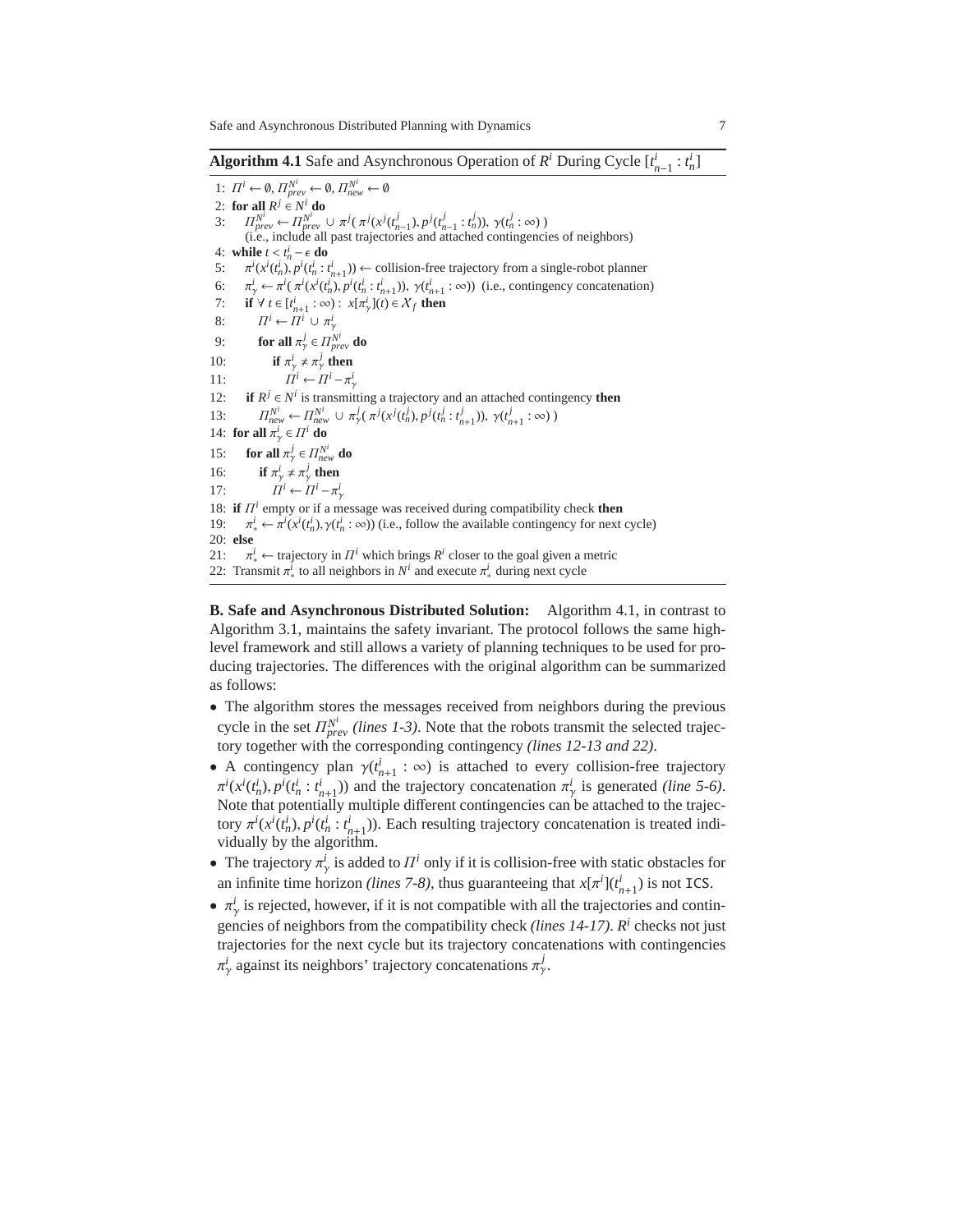**Algorithm 4.1** Safe and Asynchronous Operation of $R^i$ During Cycle $[t^i_{n-1} : t^i_n]$

1: $\Pi^i \leftarrow \emptyset$, $\Pi^{N^i}_{prev} \leftarrow \emptyset$, $\Pi^{N^i}_{new} \leftarrow \emptyset$
2: **for all** $R^j \in N^i$ **do**
3: $\quad\Pi^{N^i}_{prev} \leftarrow \Pi^{N^i}_{prev} \cup \pi^j(\, \pi^j(x^j(t^j_{n-1}), p^j(t^j_{n-1} : t^j_n)),\ \gamma(t^j_n : \infty)\,)$
$\quad$(i.e., include all past trajectories and attached contingencies of neighbors)
4: **while** $t < t^i_n - \epsilon$ **do**
5: $\quad\pi^i(x^i(t^i_n), p^i(t^i_n : t^i_{n+1})) \leftarrow$ collision-free trajectory from a single-robot planner
6: $\quad\pi^i_\gamma \leftarrow \pi^i(\, \pi^i(x^i(t^i_n), p^i(t^i_n : t^i_{n+1})),\ \gamma(t^i_{n+1} : \infty))$ (i.e., contingency concatenation)
7: $\quad$**if** $\forall\ t \in [t^i_{n+1} : \infty) :\ x[\pi^i_\gamma](t) \in \mathcal{X}_f$ **then**
8: $\quad\quad\Pi^i \leftarrow \Pi^i \cup \pi^i_\gamma$
9: $\quad\quad$**for all** $\pi^j_\gamma \in \Pi^{N^i}_{prev}$ **do**
10: $\quad\quad\quad$**if** $\pi^i_\gamma \neq \pi^j_\gamma$ **then**
11: $\quad\quad\quad\quad\Pi^i \leftarrow \Pi^i - \pi^i_\gamma$
12: $\quad$**if** $R^j \in N^i$ is transmitting a trajectory and an attached contingency **then**
13: $\quad\quad\Pi^{N^i}_{new} \leftarrow \Pi^{N^i}_{new} \cup \pi^j_\gamma(\, \pi^j(x^j(t^j_n), p^j(t^j_n : t^j_{n+1})),\ \gamma(t^j_{n+1} : \infty)\,)$
14: **for all** $\pi^i_\gamma \in \Pi^i$ **do**
15: $\quad$**for all** $\pi^j_\gamma \in \Pi^{N^i}_{new}$ **do**
16: $\quad\quad$**if** $\pi^i_\gamma \neq \pi^j_\gamma$ **then**
17: $\quad\quad\quad\Pi^i \leftarrow \Pi^i - \pi^i_\gamma$
18: **if** $\Pi^i$ empty or if a message was received during compatibility check **then**
19: $\quad\pi^i_* \leftarrow \pi^i(x^i(t^i_n), \gamma(t^i_n : \infty))$ (i.e., follow the available contingency for next cycle)
20: **else**
21: $\quad\pi^i_* \leftarrow$ trajectory in $\Pi^i$ which brings $R^i$ closer to the goal given a metric
22: Transmit $\pi^i_*$ to all neighbors in $N^i$ and execute $\pi^i_*$ during next cycle

**B. Safe and Asynchronous Distributed Solution:** Algorithm 4.1, in contrast to Algorithm 3.1, maintains the safety invariant. The protocol follows the same high-level framework and still allows a variety of planning techniques to be used for producing trajectories. The differences with the original algorithm can be summarized as follows:

- The algorithm stores the messages received from neighbors during the previous cycle in the set $\Pi^{N^i}_{prev}$ *(lines 1-3)*. Note that the robots transmit the selected trajectory together with the corresponding contingency *(lines 12-13 and 22)*.
- A contingency plan $\gamma(t^i_{n+1} : \infty)$ is attached to every collision-free trajectory $\pi^i(x^i(t^i_n), p^i(t^i_n : t^i_{n+1}))$ and the trajectory concatenation $\pi^i_\gamma$ is generated *(line 5-6)*. Note that potentially multiple different contingencies can be attached to the trajectory $\pi^i(x^i(t^i_n), p^i(t^i_n : t^i_{n+1}))$. Each resulting trajectory concatenation is treated individually by the algorithm.
- The trajectory $\pi^i_\gamma$ is added to $\Pi^i$ only if it is collision-free with static obstacles for an infinite time horizon *(lines 7-8)*, thus guaranteeing that $x[\pi^i](t^i_{n+1})$ is not ICS.
- $\pi^i_\gamma$ is rejected, however, if it is not compatible with all the trajectories and contingencies of neighbors from the compatibility check *(lines 14-17)*. $R^i$ checks not just trajectories for the next cycle but its trajectory concatenations with contingencies $\pi^i_\gamma$ against its neighbors' trajectory concatenations $\pi^j_\gamma$.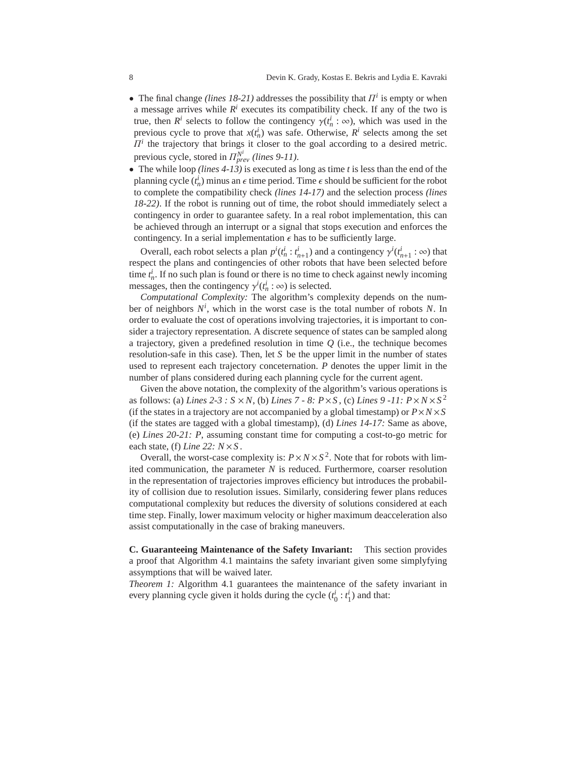- The final change *(lines 18-21)* addresses the possibility that $\Pi^i$ is empty or when a message arrives while $R^i$ executes its compatibility check. If any of the two is true, then $R^i$ selects to follow the contingency $\gamma(t_n^i : \infty)$, which was used in the previous cycle to prove that $x(t_n^i)$ was safe. Otherwise, $R^i$ selects among the set $\Pi^i$ the trajectory that brings it closer to the goal according to a desired metric. previous cycle, stored in $\Pi_{prev}^{N^i}$ *(lines 9-11)*.
- The while loop *(lines 4-13)* is executed as long as time $t$ is less than the end of the planning cycle ($t_n^i$) minus an $\epsilon$ time period. Time $\epsilon$ should be sufficient for the robot to complete the compatibility check *(lines 14-17)* and the selection process *(lines 18-22)*. If the robot is running out of time, the robot should immediately select a contingency in order to guarantee safety. In a real robot implementation, this can be achieved through an interrupt or a signal that stops execution and enforces the contingency. In a serial implementation $\epsilon$ has to be sufficiently large.

Overall, each robot selects a plan $p^i(t_n^i : t_{n+1}^i)$ and a contingency $\gamma^i(t_{n+1}^i : \infty)$ that respect the plans and contingencies of other robots that have been selected before time $t_n^i$. If no such plan is found or there is no time to check against newly incoming messages, then the contingency $\gamma^i(t_n^i : \infty)$ is selected.

*Computational Complexity:* The algorithm's complexity depends on the number of neighbors $N^i$, which in the worst case is the total number of robots $N$. In order to evaluate the cost of operations involving trajectories, it is important to consider a trajectory representation. A discrete sequence of states can be sampled along a trajectory, given a predefined resolution in time $Q$ (i.e., the technique becomes resolution-safe in this case). Then, let $S$ be the upper limit in the number of states used to represent each trajectory conceternation. $P$ denotes the upper limit in the number of plans considered during each planning cycle for the current agent.

Given the above notation, the complexity of the algorithm's various operations is as follows: (a) *Lines 2-3 :* $S \times N$, (b) *Lines 7 - 8:* $P \times S$, (c) *Lines 9 -11:* $P \times N \times S^2$ (if the states in a trajectory are not accompanied by a global timestamp) or $P \times N \times S$ (if the states are tagged with a global timestamp), (d) *Lines 14-17:* Same as above, (e) *Lines 20-21:* $P$, assuming constant time for computing a cost-to-go metric for each state, (f) *Line 22:* $N \times S$.

Overall, the worst-case complexity is: $P \times N \times S^2$. Note that for robots with limited communication, the parameter $N$ is reduced. Furthermore, coarser resolution in the representation of trajectories improves efficiency but introduces the probability of collision due to resolution issues. Similarly, considering fewer plans reduces computational complexity but reduces the diversity of solutions considered at each time step. Finally, lower maximum velocity or higher maximum deacceleration also assist computationally in the case of braking maneuvers.

**C. Guaranteeing Maintenance of the Safety Invariant:** This section provides a proof that Algorithm 4.1 maintains the safety invariant given some simplyfying assymptions that will be waived later.

*Theorem 1:* Algorithm 4.1 guarantees the maintenance of the safety invariant in every planning cycle given it holds during the cycle $(t_0^i : t_1^i)$ and that: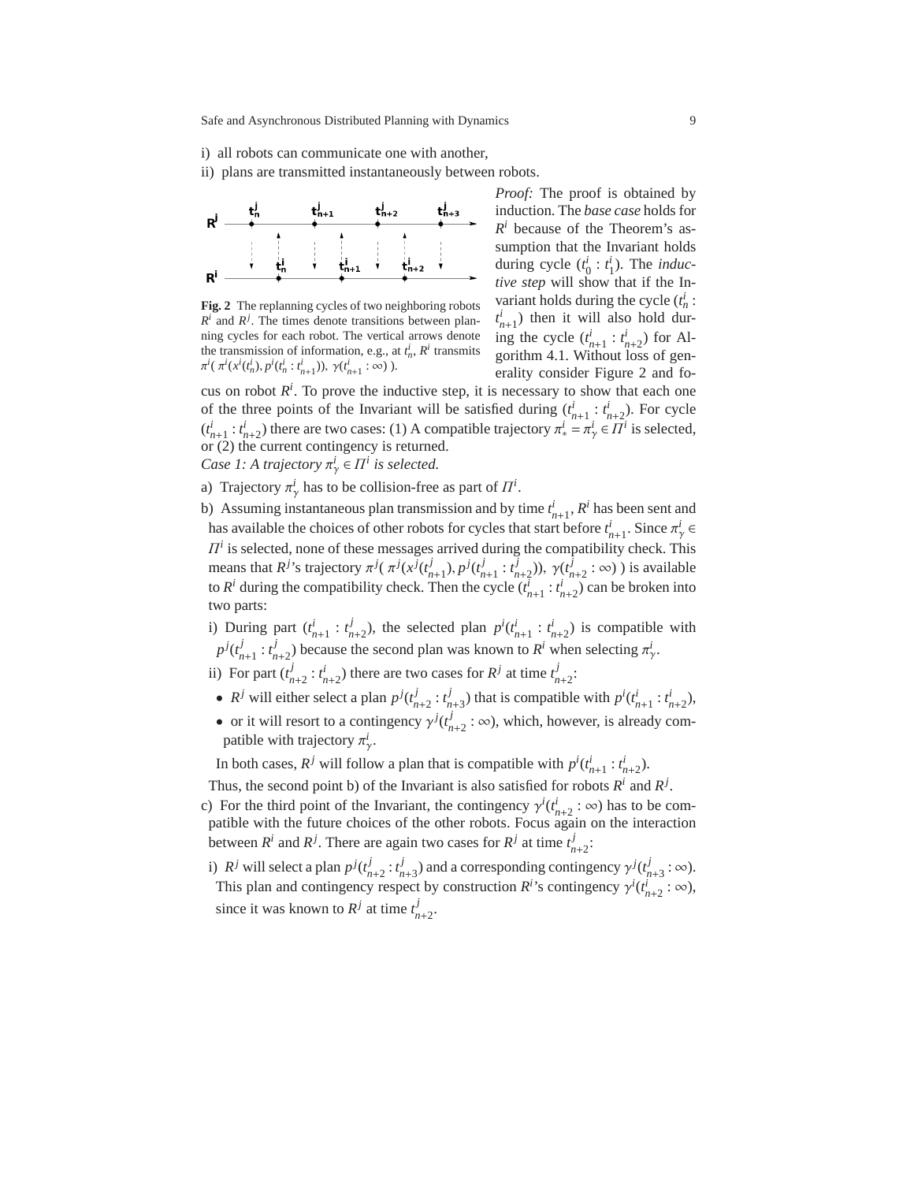i) all robots can communicate one with another,

ii) plans are transmitted instantaneously between robots.

**Fig. 2** The replanning cycles of two neighboring robots $R^i$ and $R^j$. The times denote transitions between planning cycles for each robot. The vertical arrows denote the transmission of information, e.g., at $t^i_n$, $R^i$ transmits $\pi^i(\ \pi^i(x^i(t^i_n), p^i(t^i_n : t^i_{n+1})),\ \gamma(t^i_{n+1} : \infty)\ )$.

*Proof:* The proof is obtained by induction. The *base case* holds for $R^i$ because of the Theorem's assumption that the Invariant holds during cycle $(t^i_0 : t^i_1)$. The *inductive step* will show that if the Invariant holds during the cycle $(t^i_n : t^i_{n+1})$ then it will also hold during the cycle $(t^i_{n+1} : t^i_{n+2})$ for Algorithm 4.1. Without loss of generality consider Figure 2 and focus on robot $R^i$. To prove the inductive step, it is necessary to show that each one of the three points of the Invariant will be satisfied during $(t^i_{n+1} : t^i_{n+2})$. For cycle $(t^i_{n+1} : t^i_{n+2})$ there are two cases: (1) A compatible trajectory $\pi^i_* = \pi^i_\gamma \in \Pi^i$ is selected, or (2) the current contingency is returned.

*Case 1: A trajectory $\pi^i_\gamma \in \Pi^i$ is selected.*

a) Trajectory $\pi^i_\gamma$ has to be collision-free as part of $\Pi^i$.

b) Assuming instantaneous plan transmission and by time $t^i_{n+1}$, $R^i$ has been sent and has available the choices of other robots for cycles that start before $t^i_{n+1}$. Since $\pi^i_\gamma \in \Pi^i$ is selected, none of these messages arrived during the compatibility check. This means that $R^j$'s trajectory $\pi^j(\ \pi^j(x^j(t^j_{n+1}), p^j(t^j_{n+1} : t^j_{n+2})),\ \gamma(t^j_{n+2} : \infty)\ )$ is available to $R^i$ during the compatibility check. Then the cycle $(t^i_{n+1} : t^i_{n+2})$ can be broken into two parts:

   i) During part $(t^i_{n+1} : t^j_{n+2})$, the selected plan $p^i(t^i_{n+1} : t^i_{n+2})$ is compatible with $p^j(t^j_{n+1} : t^j_{n+2})$ because the second plan was known to $R^i$ when selecting $\pi^i_\gamma$.

   ii) For part $(t^j_{n+2} : t^i_{n+2})$ there are two cases for $R^j$ at time $t^j_{n+2}$:

   - $R^j$ will either select a plan $p^j(t^j_{n+2} : t^j_{n+3})$ that is compatible with $p^i(t^i_{n+1} : t^i_{n+2})$,
   - or it will resort to a contingency $\gamma^j(t^j_{n+2} : \infty)$, which, however, is already compatible with trajectory $\pi^i_\gamma$.

   In both cases, $R^j$ will follow a plan that is compatible with $p^i(t^i_{n+1} : t^i_{n+2})$.

   Thus, the second point b) of the Invariant is also satisfied for robots $R^i$ and $R^j$.

c) For the third point of the Invariant, the contingency $\gamma^i(t^i_{n+2} : \infty)$ has to be compatible with the future choices of the other robots. Focus again on the interaction between $R^i$ and $R^j$. There are again two cases for $R^j$ at time $t^j_{n+2}$:

   i) $R^j$ will select a plan $p^j(t^j_{n+2} : t^j_{n+3})$ and a corresponding contingency $\gamma^j(t^j_{n+3} : \infty)$. This plan and contingency respect by construction $R^i$'s contingency $\gamma^i(t^i_{n+2} : \infty)$, since it was known to $R^j$ at time $t^j_{n+2}$.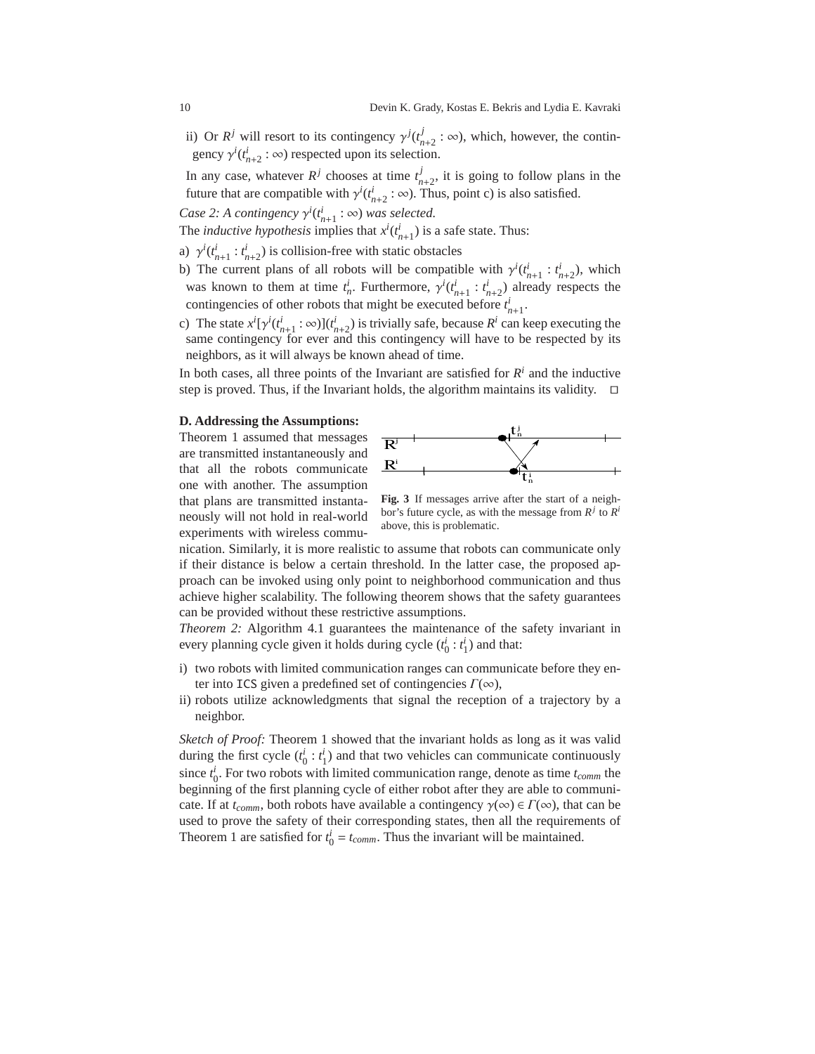ii) Or $R^j$ will resort to its contingency $\gamma^j(t^j_{n+2} : \infty)$, which, however, the contingency $\gamma^i(t^i_{n+2} : \infty)$ respected upon its selection.

In any case, whatever $R^j$ chooses at time $t^j_{n+2}$, it is going to follow plans in the future that are compatible with $\gamma^i(t^i_{n+2} : \infty)$. Thus, point c) is also satisfied.

*Case 2: A contingency $\gamma^i(t^i_{n+1} : \infty)$ was selected.*

The *inductive hypothesis* implies that $x^i(t^i_{n+1})$ is a *s*afe state. Thus:

a) $\gamma^i(t^i_{n+1} : t^i_{n+2})$ is collision-free with static obstacles

b) The current plans of all robots will be compatible with $\gamma^i(t^i_{n+1} : t^i_{n+2})$, which was known to them at time $t^i_n$. Furthermore, $\gamma^i(t^i_{n+1} : t^i_{n+2})$ already respects the contingencies of other robots that might be executed before $t^i_{n+1}$.

c) The state $x^i[\gamma^i(t^i_{n+1} : \infty)](t^i_{n+2})$ is trivially safe, because $R^i$ can keep executing the same contingency for ever and this contingency will have to be respected by its neighbors, as it will always be known ahead of time.

In both cases, all three points of the Invariant are satisfied for $R^i$ and the inductive step is proved. Thus, if the Invariant holds, the algorithm maintains its validity. □

**D. Addressing the Assumptions:**

Theorem 1 assumed that messages are transmitted instantaneously and that all the robots communicate one with another. The assumption that plans are transmitted instantaneously will not hold in real-world experiments with wireless communication. Similarly, it is more realistic to assume that robots can communicate only if their distance is below a certain threshold. In the latter case, the proposed approach can be invoked using only point to neighborhood communication and thus achieve higher scalability. The following theorem shows that the safety guarantees can be provided without these restrictive assumptions.

**Fig. 3** If messages arrive after the start of a neighbor's future cycle, as with the message from $R^j$ to $R^i$ above, this is problematic.

*Theorem 2:* Algorithm 4.1 guarantees the maintenance of the safety invariant in every planning cycle given it holds during cycle $(t^i_0 : t^i_1)$ and that:

i) two robots with limited communication ranges can communicate before they enter into ICS given a predefined set of contingencies $\Gamma(\infty)$,

ii) robots utilize acknowledgments that signal the reception of a trajectory by a neighbor.

*Sketch of Proof:* Theorem 1 showed that the invariant holds as long as it was valid during the first cycle $(t^i_0 : t^i_1)$ and that two vehicles can communicate continuously since $t^i_0$. For two robots with limited communication range, denote as time $t_{comm}$ the beginning of the first planning cycle of either robot after they are able to communicate. If at $t_{comm}$, both robots have available a contingency $\gamma(\infty) \in \Gamma(\infty)$, that can be used to prove the safety of their corresponding states, then all the requirements of Theorem 1 are satisfied for $t^i_0 = t_{comm}$. Thus the invariant will be maintained.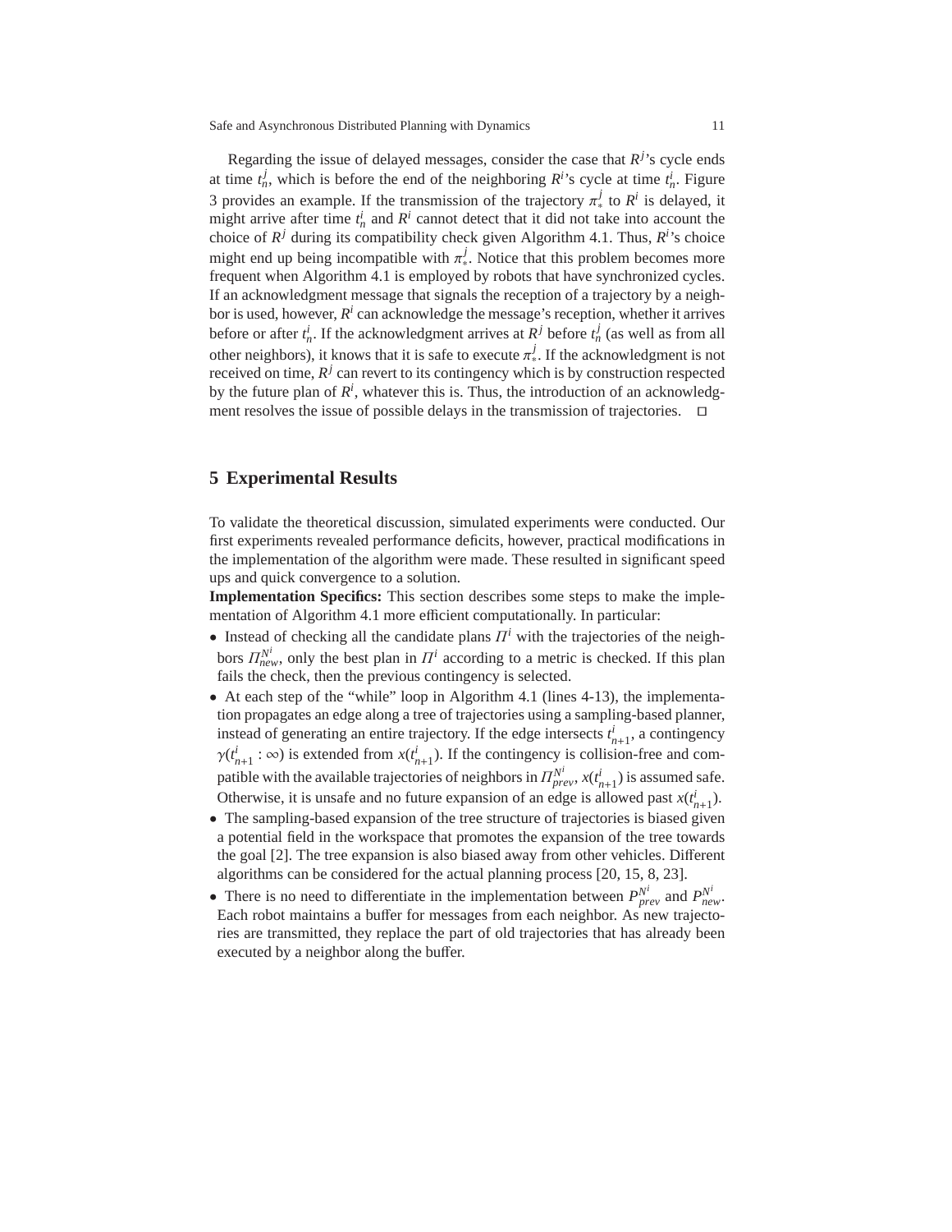Regarding the issue of delayed messages, consider the case that $R^j$'s cycle ends at time $t_n^j$, which is before the end of the neighboring $R^i$'s cycle at time $t_n^i$. Figure 3 provides an example. If the transmission of the trajectory $\pi_*^j$ to $R^i$ is delayed, it might arrive after time $t_n^i$ and $R^i$ cannot detect that it did not take into account the choice of $R^j$ during its compatibility check given Algorithm 4.1. Thus, $R^i$'s choice might end up being incompatible with $\pi_*^j$. Notice that this problem becomes more frequent when Algorithm 4.1 is employed by robots that have synchronized cycles. If an acknowledgment message that signals the reception of a trajectory by a neighbor is used, however, $R^i$ can acknowledge the message's reception, whether it arrives before or after $t_n^i$. If the acknowledgment arrives at $R^j$ before $t_n^j$ (as well as from all other neighbors), it knows that it is safe to execute $\pi_*^j$. If the acknowledgment is not received on time, $R^j$ can revert to its contingency which is by construction respected by the future plan of $R^i$, whatever this is. Thus, the introduction of an acknowledgment resolves the issue of possible delays in the transmission of trajectories. □

## 5 Experimental Results

To validate the theoretical discussion, simulated experiments were conducted. Our first experiments revealed performance deficits, however, practical modifications in the implementation of the algorithm were made. These resulted in significant speed ups and quick convergence to a solution.

**Implementation Specifics:** This section describes some steps to make the implementation of Algorithm 4.1 more efficient computationally. In particular:

- Instead of checking all the candidate plans $\Pi^i$ with the trajectories of the neighbors $\Pi_{new}^{N^i}$, only the best plan in $\Pi^i$ according to a metric is checked. If this plan fails the check, then the previous contingency is selected.
- At each step of the "while" loop in Algorithm 4.1 (lines 4-13), the implementation propagates an edge along a tree of trajectories using a sampling-based planner, instead of generating an entire trajectory. If the edge intersects $t_{n+1}^i$, a contingency $\gamma(t_{n+1}^i : \infty)$ is extended from $x(t_{n+1}^i)$. If the contingency is collision-free and compatible with the available trajectories of neighbors in $\Pi_{prev}^{N^i}$, $x(t_{n+1}^i)$ is assumed safe. Otherwise, it is unsafe and no future expansion of an edge is allowed past $x(t_{n+1}^i)$.
- The sampling-based expansion of the tree structure of trajectories is biased given a potential field in the workspace that promotes the expansion of the tree towards the goal [2]. The tree expansion is also biased away from other vehicles. Different algorithms can be considered for the actual planning process [20, 15, 8, 23].
- There is no need to differentiate in the implementation between $P_{prev}^{N^i}$ and $P_{new}^{N^i}$. Each robot maintains a buffer for messages from each neighbor. As new trajectories are transmitted, they replace the part of old trajectories that has already been executed by a neighbor along the buffer.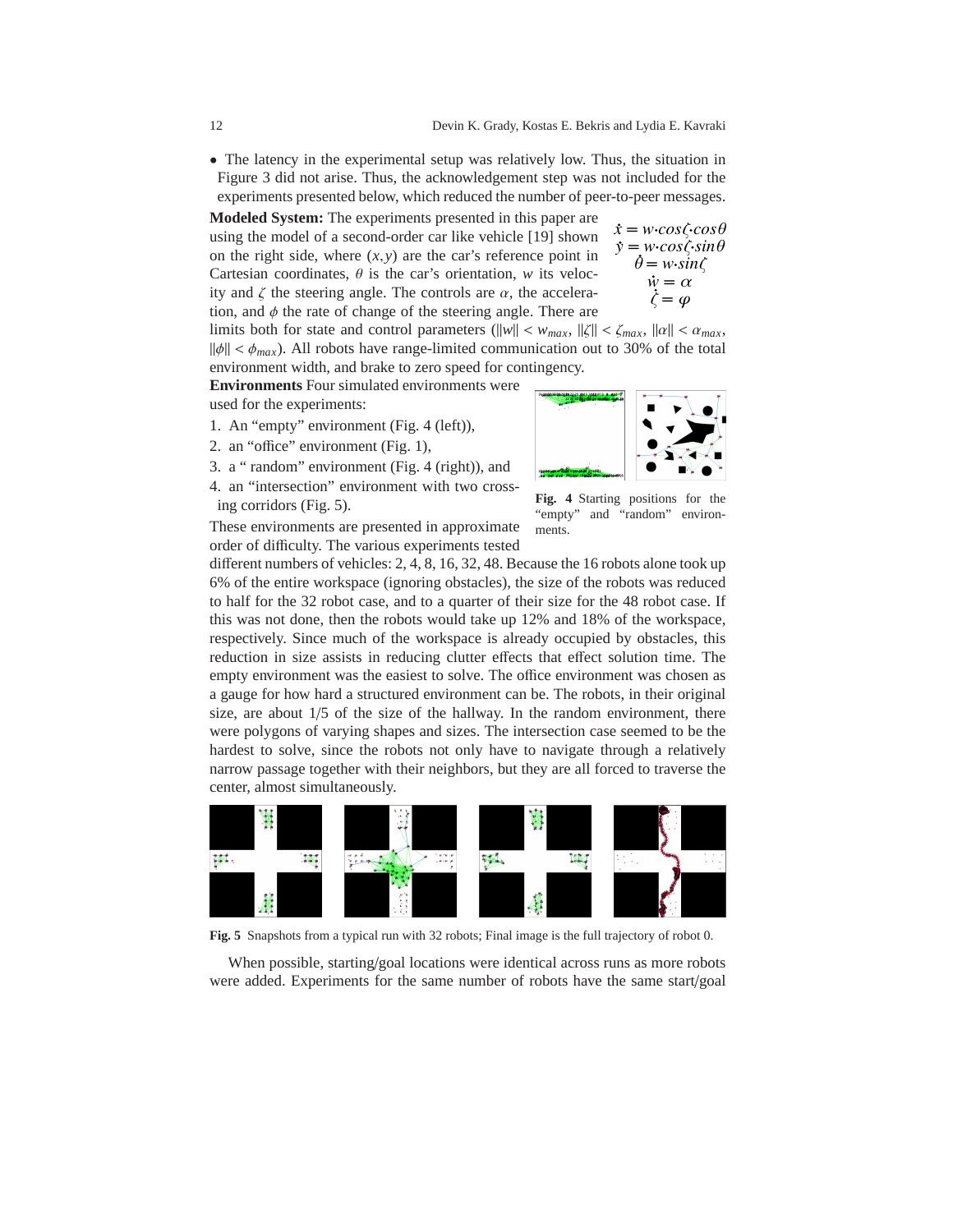- The latency in the experimental setup was relatively low. Thus, the situation in Figure 3 did not arise. Thus, the acknowledgement step was not included for the experiments presented below, which reduced the number of peer-to-peer messages.

**Modeled System:** The experiments presented in this paper are using the model of a second-order car like vehicle [19] shown on the right side, where $(x, y)$ are the car's reference point in Cartesian coordinates, $\theta$ is the car's orientation, $w$ its velocity and $\zeta$ the steering angle. The controls are $\alpha$, the acceleration, and $\phi$ the rate of change of the steering angle. There are limits both for state and control parameters ($\|w\| < w_{max}$, $\|\zeta\| < \zeta_{max}$, $\|\alpha\| < \alpha_{max}$, $\|\phi\| < \phi_{max}$). All robots have range-limited communication out to 30% of the total environment width, and brake to zero speed for contingency.

$$
\begin{aligned}
\dot{x} &= w \cdot cos\zeta \cdot cos\theta \\
\dot{y} &= w \cdot cos\zeta \cdot sin\theta \\
\dot{\theta} &= w \cdot sin\zeta \\
\dot{w} &= \alpha \\
\dot{\zeta} &= \varphi
\end{aligned}
$$

**Environments** Four simulated environments were used for the experiments:

1. An "empty" environment (Fig. 4 (left)),
2. an "office" environment (Fig. 1),
3. a " random" environment (Fig. 4 (right)), and
4. an "intersection" environment with two crossing corridors (Fig. 5).

**Fig. 4** Starting positions for the "empty" and "random" environments.

These environments are presented in approximate order of difficulty. The various experiments tested different numbers of vehicles: 2, 4, 8, 16, 32, 48. Because the 16 robots alone took up 6% of the entire workspace (ignoring obstacles), the size of the robots was reduced to half for the 32 robot case, and to a quarter of their size for the 48 robot case. If this was not done, then the robots would take up 12% and 18% of the workspace, respectively. Since much of the workspace is already occupied by obstacles, this reduction in size assists in reducing clutter effects that effect solution time. The empty environment was the easiest to solve. The office environment was chosen as a gauge for how hard a structured environment can be. The robots, in their original size, are about 1/5 of the size of the hallway. In the random environment, there were polygons of varying shapes and sizes. The intersection case seemed to be the hardest to solve, since the robots not only have to navigate through a relatively narrow passage together with their neighbors, but they are all forced to traverse the center, almost simultaneously.

**Fig. 5** Snapshots from a typical run with 32 robots; Final image is the full trajectory of robot 0.

When possible, starting/goal locations were identical across runs as more robots were added. Experiments for the same number of robots have the same start/goal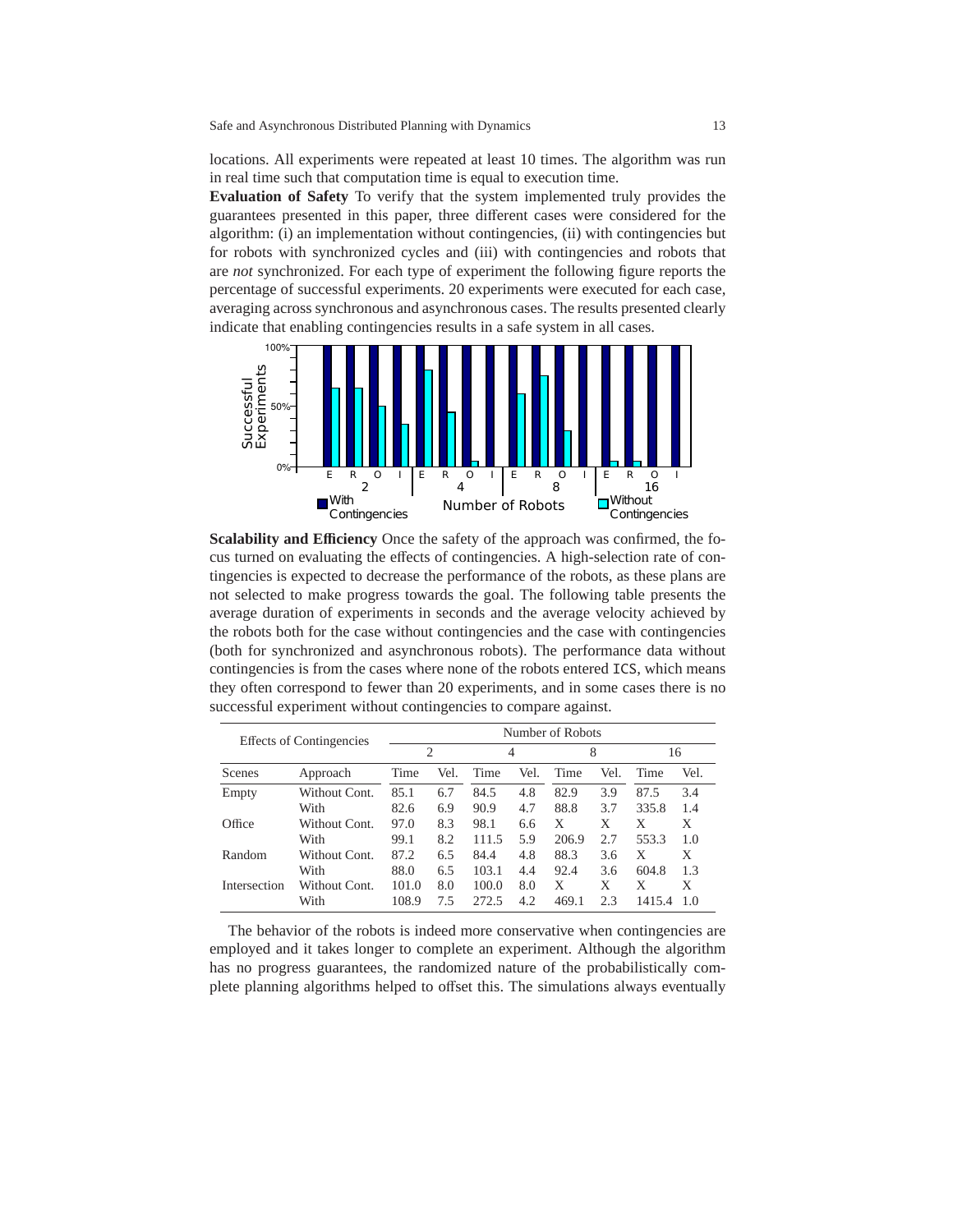locations. All experiments were repeated at least 10 times. The algorithm was run in real time such that computation time is equal to execution time.

**Evaluation of Safety** To verify that the system implemented truly provides the guarantees presented in this paper, three different cases were considered for the algorithm: (i) an implementation without contingencies, (ii) with contingencies but for robots with synchronized cycles and (iii) with contingencies and robots that are *not* synchronized. For each type of experiment the following figure reports the percentage of successful experiments. 20 experiments were executed for each case, averaging across synchronous and asynchronous cases. The results presented clearly indicate that enabling contingencies results in a safe system in all cases.

**Scalability and Efficiency** Once the safety of the approach was confirmed, the focus turned on evaluating the effects of contingencies. A high-selection rate of contingencies is expected to decrease the performance of the robots, as these plans are not selected to make progress towards the goal. The following table presents the average duration of experiments in seconds and the average velocity achieved by the robots both for the case without contingencies and the case with contingencies (both for synchronized and asynchronous robots). The performance data without contingencies is from the cases where none of the robots entered `ICS`, which means they often correspond to fewer than 20 experiments, and in some cases there is no successful experiment without contingencies to compare against.

| Effects of Contingencies | | Number of Robots | | | | | | | |
|---|---|---|---|---|---|---|---|---|---|
| | | 2 | | 4 | | 8 | | 16 | |
| Scenes | Approach | Time | Vel. | Time | Vel. | Time | Vel. | Time | Vel. |
| Empty | Without Cont. | 85.1 | 6.7 | 84.5 | 4.8 | 82.9 | 3.9 | 87.5 | 3.4 |
| | With | 82.6 | 6.9 | 90.9 | 4.7 | 88.8 | 3.7 | 335.8 | 1.4 |
| Office | Without Cont. | 97.0 | 8.3 | 98.1 | 6.6 | X | X | X | X |
| | With | 99.1 | 8.2 | 111.5 | 5.9 | 206.9 | 2.7 | 553.3 | 1.0 |
| Random | Without Cont. | 87.2 | 6.5 | 84.4 | 4.8 | 88.3 | 3.6 | X | X |
| | With | 88.0 | 6.5 | 103.1 | 4.4 | 92.4 | 3.6 | 604.8 | 1.3 |
| Intersection | Without Cont. | 101.0 | 8.0 | 100.0 | 8.0 | X | X | X | X |
| | With | 108.9 | 7.5 | 272.5 | 4.2 | 469.1 | 2.3 | 1415.4 | 1.0 |

The behavior of the robots is indeed more conservative when contingencies are employed and it takes longer to complete an experiment. Although the algorithm has no progress guarantees, the randomized nature of the probabilistically complete planning algorithms helped to offset this. The simulations always eventually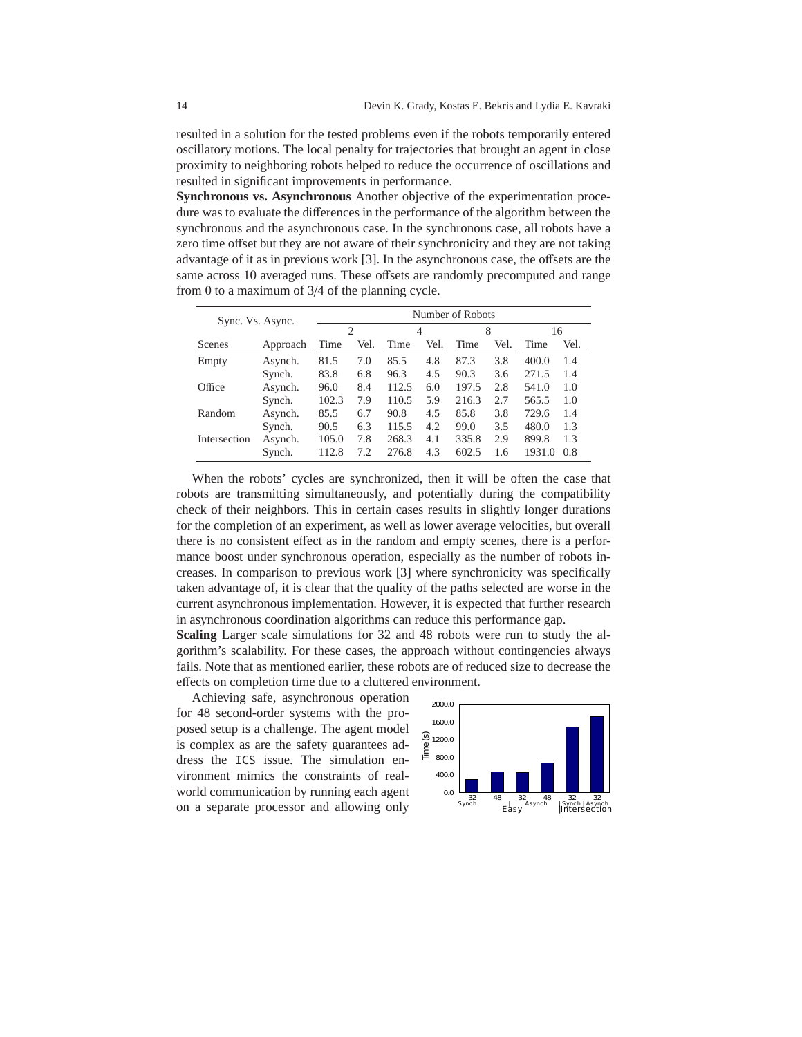resulted in a solution for the tested problems even if the robots temporarily entered oscillatory motions. The local penalty for trajectories that brought an agent in close proximity to neighboring robots helped to reduce the occurrence of oscillations and resulted in significant improvements in performance.

**Synchronous vs. Asynchronous** Another objective of the experimentation procedure was to evaluate the differences in the performance of the algorithm between the synchronous and the asynchronous case. In the synchronous case, all robots have a zero time offset but they are not aware of their synchronicity and they are not taking advantage of it as in previous work [3]. In the asynchronous case, the offsets are the same across 10 averaged runs. These offsets are randomly precomputed and range from 0 to a maximum of 3/4 of the planning cycle.

| Sync. Vs. Async. | | Number of Robots | | | | | | | |
|---|---|---|---|---|---|---|---|---|---|
| | | 2 | | 4 | | 8 | | 16 | |
| Scenes | Approach | Time | Vel. | Time | Vel. | Time | Vel. | Time | Vel. |
| Empty | Asynch. | 81.5 | 7.0 | 85.5 | 4.8 | 87.3 | 3.8 | 400.0 | 1.4 |
| | Synch. | 83.8 | 6.8 | 96.3 | 4.5 | 90.3 | 3.6 | 271.5 | 1.4 |
| Office | Asynch. | 96.0 | 8.4 | 112.5 | 6.0 | 197.5 | 2.8 | 541.0 | 1.0 |
| | Synch. | 102.3 | 7.9 | 110.5 | 5.9 | 216.3 | 2.7 | 565.5 | 1.0 |
| Random | Asynch. | 85.5 | 6.7 | 90.8 | 4.5 | 85.8 | 3.8 | 729.6 | 1.4 |
| | Synch. | 90.5 | 6.3 | 115.5 | 4.2 | 99.0 | 3.5 | 480.0 | 1.3 |
| Intersection | Asynch. | 105.0 | 7.8 | 268.3 | 4.1 | 335.8 | 2.9 | 899.8 | 1.3 |
| | Synch. | 112.8 | 7.2 | 276.8 | 4.3 | 602.5 | 1.6 | 1931.0 | 0.8 |

When the robots' cycles are synchronized, then it will be often the case that robots are transmitting simultaneously, and potentially during the compatibility check of their neighbors. This in certain cases results in slightly longer durations for the completion of an experiment, as well as lower average velocities, but overall there is no consistent effect as in the random and empty scenes, there is a performance boost under synchronous operation, especially as the number of robots increases. In comparison to previous work [3] where synchronicity was specifically taken advantage of, it is clear that the quality of the paths selected are worse in the current asynchronous implementation. However, it is expected that further research in asynchronous coordination algorithms can reduce this performance gap.

**Scaling** Larger scale simulations for 32 and 48 robots were run to study the algorithm's scalability. For these cases, the approach without contingencies always fails. Note that as mentioned earlier, these robots are of reduced size to decrease the effects on completion time due to a cluttered environment.

Achieving safe, asynchronous operation for 48 second-order systems with the proposed setup is a challenge. The agent model is complex as are the safety guarantees address the ICS issue. The simulation environment mimics the constraints of real-world communication by running each agent on a separate processor and allowing only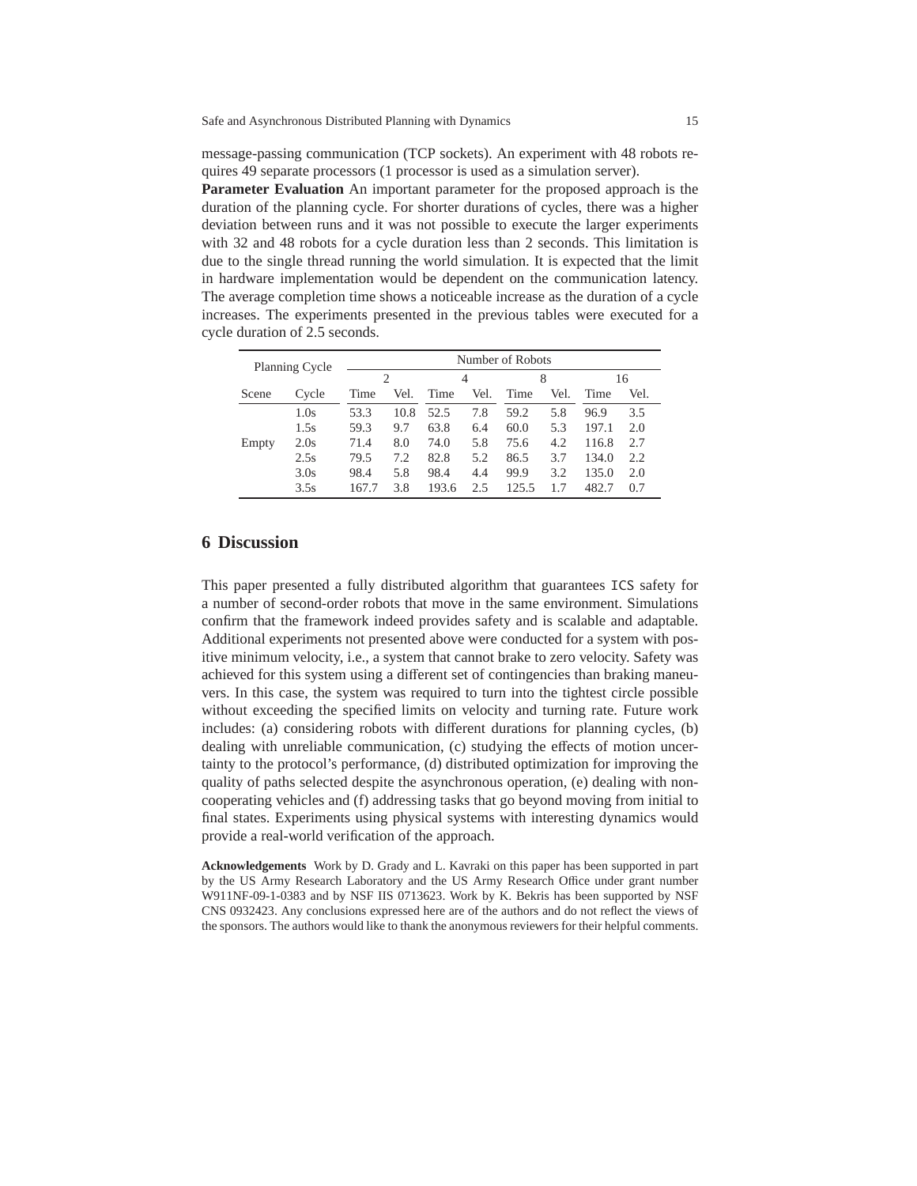message-passing communication (TCP sockets). An experiment with 48 robots requires 49 separate processors (1 processor is used as a simulation server).

**Parameter Evaluation** An important parameter for the proposed approach is the duration of the planning cycle. For shorter durations of cycles, there was a higher deviation between runs and it was not possible to execute the larger experiments with 32 and 48 robots for a cycle duration less than 2 seconds. This limitation is due to the single thread running the world simulation. It is expected that the limit in hardware implementation would be dependent on the communication latency. The average completion time shows a noticeable increase as the duration of a cycle increases. The experiments presented in the previous tables were executed for a cycle duration of 2.5 seconds.

| Planning Cycle | | Number of Robots | | | | | | | |
|---|---|---|---|---|---|---|---|---|---|
| | | 2 | | 4 | | 8 | | 16 | |
| Scene | Cycle | Time | Vel. | Time | Vel. | Time | Vel. | Time | Vel. |
| Empty | 1.0s | 53.3 | 10.8 | 52.5 | 7.8 | 59.2 | 5.8 | 96.9 | 3.5 |
| | 1.5s | 59.3 | 9.7 | 63.8 | 6.4 | 60.0 | 5.3 | 197.1 | 2.0 |
| | 2.0s | 71.4 | 8.0 | 74.0 | 5.8 | 75.6 | 4.2 | 116.8 | 2.7 |
| | 2.5s | 79.5 | 7.2 | 82.8 | 5.2 | 86.5 | 3.7 | 134.0 | 2.2 |
| | 3.0s | 98.4 | 5.8 | 98.4 | 4.4 | 99.9 | 3.2 | 135.0 | 2.0 |
| | 3.5s | 167.7 | 3.8 | 193.6 | 2.5 | 125.5 | 1.7 | 482.7 | 0.7 |

## 6 Discussion

This paper presented a fully distributed algorithm that guarantees ICS safety for a number of second-order robots that move in the same environment. Simulations confirm that the framework indeed provides safety and is scalable and adaptable. Additional experiments not presented above were conducted for a system with positive minimum velocity, i.e., a system that cannot brake to zero velocity. Safety was achieved for this system using a different set of contingencies than braking maneuvers. In this case, the system was required to turn into the tightest circle possible without exceeding the specified limits on velocity and turning rate. Future work includes: (a) considering robots with different durations for planning cycles, (b) dealing with unreliable communication, (c) studying the effects of motion uncertainty to the protocol's performance, (d) distributed optimization for improving the quality of paths selected despite the asynchronous operation, (e) dealing with non-cooperating vehicles and (f) addressing tasks that go beyond moving from initial to final states. Experiments using physical systems with interesting dynamics would provide a real-world verification of the approach.

**Acknowledgements** Work by D. Grady and L. Kavraki on this paper has been supported in part by the US Army Research Laboratory and the US Army Research Office under grant number W911NF-09-1-0383 and by NSF IIS 0713623. Work by K. Bekris has been supported by NSF CNS 0932423. Any conclusions expressed here are of the authors and do not reflect the views of the sponsors. The authors would like to thank the anonymous reviewers for their helpful comments.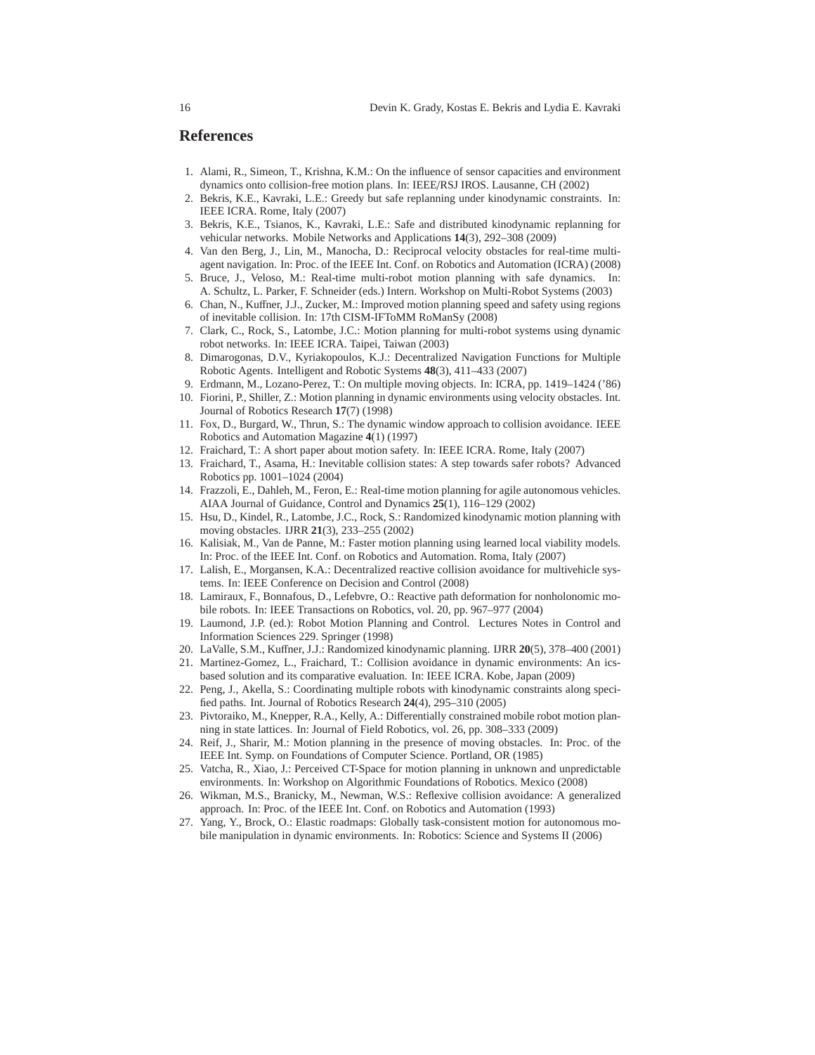## References

1. Alami, R., Simeon, T., Krishna, K.M.: On the influence of sensor capacities and environment dynamics onto collision-free motion plans. In: IEEE/RSJ IROS. Lausanne, CH (2002)
2. Bekris, K.E., Kavraki, L.E.: Greedy but safe replanning under kinodynamic constraints. In: IEEE ICRA. Rome, Italy (2007)
3. Bekris, K.E., Tsianos, K., Kavraki, L.E.: Safe and distributed kinodynamic replanning for vehicular networks. Mobile Networks and Applications **14**(3), 292–308 (2009)
4. Van den Berg, J., Lin, M., Manocha, D.: Reciprocal velocity obstacles for real-time multi-agent navigation. In: Proc. of the IEEE Int. Conf. on Robotics and Automation (ICRA) (2008)
5. Bruce, J., Veloso, M.: Real-time multi-robot motion planning with safe dynamics. In: A. Schultz, L. Parker, F. Schneider (eds.) Intern. Workshop on Multi-Robot Systems (2003)
6. Chan, N., Kuffner, J.J., Zucker, M.: Improved motion planning speed and safety using regions of inevitable collision. In: 17th CISM-IFToMM RoManSy (2008)
7. Clark, C., Rock, S., Latombe, J.C.: Motion planning for multi-robot systems using dynamic robot networks. In: IEEE ICRA. Taipei, Taiwan (2003)
8. Dimarogonas, D.V., Kyriakopoulos, K.J.: Decentralized Navigation Functions for Multiple Robotic Agents. Intelligent and Robotic Systems **48**(3), 411–433 (2007)
9. Erdmann, M., Lozano-Perez, T.: On multiple moving objects. In: ICRA, pp. 1419–1424 ('86)
10. Fiorini, P., Shiller, Z.: Motion planning in dynamic environments using velocity obstacles. Int. Journal of Robotics Research **17**(7) (1998)
11. Fox, D., Burgard, W., Thrun, S.: The dynamic window approach to collision avoidance. IEEE Robotics and Automation Magazine **4**(1) (1997)
12. Fraichard, T.: A short paper about motion safety. In: IEEE ICRA. Rome, Italy (2007)
13. Fraichard, T., Asama, H.: Inevitable collision states: A step towards safer robots? Advanced Robotics pp. 1001–1024 (2004)
14. Frazzoli, E., Dahleh, M., Feron, E.: Real-time motion planning for agile autonomous vehicles. AIAA Journal of Guidance, Control and Dynamics **25**(1), 116–129 (2002)
15. Hsu, D., Kindel, R., Latombe, J.C., Rock, S.: Randomized kinodynamic motion planning with moving obstacles. IJRR **21**(3), 233–255 (2002)
16. Kalisiak, M., Van de Panne, M.: Faster motion planning using learned local viability models. In: Proc. of the IEEE Int. Conf. on Robotics and Automation. Roma, Italy (2007)
17. Lalish, E., Morgansen, K.A.: Decentralized reactive collision avoidance for multivehicle systems. In: IEEE Conference on Decision and Control (2008)
18. Lamiraux, F., Bonnafous, D., Lefebvre, O.: Reactive path deformation for nonholonomic mobile robots. In: IEEE Transactions on Robotics, vol. 20, pp. 967–977 (2004)
19. Laumond, J.P. (ed.): Robot Motion Planning and Control. Lectures Notes in Control and Information Sciences 229. Springer (1998)
20. LaValle, S.M., Kuffner, J.J.: Randomized kinodynamic planning. IJRR **20**(5), 378–400 (2001)
21. Martinez-Gomez, L., Fraichard, T.: Collision avoidance in dynamic environments: An ics-based solution and its comparative evaluation. In: IEEE ICRA. Kobe, Japan (2009)
22. Peng, J., Akella, S.: Coordinating multiple robots with kinodynamic constraints along specified paths. Int. Journal of Robotics Research **24**(4), 295–310 (2005)
23. Pivtoraiko, M., Knepper, R.A., Kelly, A.: Differentially constrained mobile robot motion planning in state lattices. In: Journal of Field Robotics, vol. 26, pp. 308–333 (2009)
24. Reif, J., Sharir, M.: Motion planning in the presence of moving obstacles. In: Proc. of the IEEE Int. Symp. on Foundations of Computer Science. Portland, OR (1985)
25. Vatcha, R., Xiao, J.: Perceived CT-Space for motion planning in unknown and unpredictable environments. In: Workshop on Algorithmic Foundations of Robotics. Mexico (2008)
26. Wikman, M.S., Branicky, M., Newman, W.S.: Reflexive collision avoidance: A generalized approach. In: Proc. of the IEEE Int. Conf. on Robotics and Automation (1993)
27. Yang, Y., Brock, O.: Elastic roadmaps: Globally task-consistent motion for autonomous mobile manipulation in dynamic environments. In: Robotics: Science and Systems II (2006)